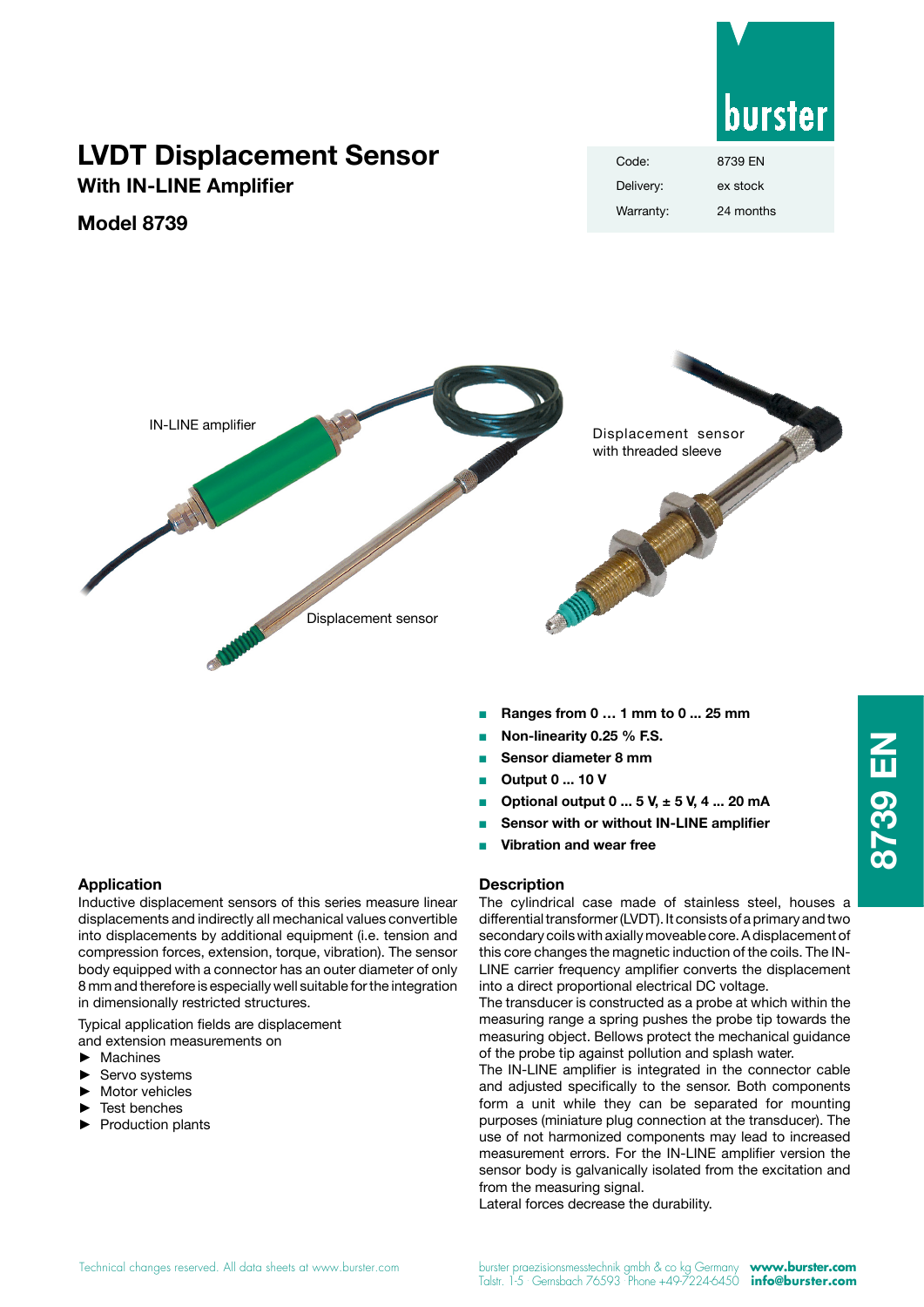# LVDT Displacement Sensor

## With IN-LINE Amplifier

## Model 8739

| Code: | 8739 EN |
|---|---|
| Delivery: | ex stock |
| Warranty: | 24 months |

IN-LINE amplifier

Displacement sensor with threaded sleeve

Displacement sensor

- **Ranges from 0 … 1 mm to 0 ... 25 mm**
- **Non-linearity 0.25 % F.S.**
- **Sensor diameter 8 mm**
- **Output 0 ... 10 V**
- **Optional output 0 ... 5 V, ± 5 V, 4 ... 20 mA**
- **Sensor with or without IN-LINE amplifier**
- **Vibration and wear free**

### Application

Inductive displacement sensors of this series measure linear displacements and indirectly all mechanical values convertible into displacements by additional equipment (i.e. tension and compression forces, extension, torque, vibration). The sensor body equipped with a connector has an outer diameter of only 8 mm and therefore is especially well suitable for the integration in dimensionally restricted structures.

Typical application fields are displacement and extension measurements on

- Machines
- Servo systems
- Motor vehicles
- Test benches
- Production plants

### Description

The cylindrical case made of stainless steel, houses a differential transformer (LVDT). It consists of a primary and two secondary coils with axially moveable core. A displacement of this core changes the magnetic induction of the coils. The IN-LINE carrier frequency amplifier converts the displacement into a direct proportional electrical DC voltage.
The transducer is constructed as a probe at which within the measuring range a spring pushes the probe tip towards the measuring object. Bellows protect the mechanical guidance of the probe tip against pollution and splash water.
The IN-LINE amplifier is integrated in the connector cable and adjusted specifically to the sensor. Both components form a unit while they can be separated for mounting purposes (miniature plug connection at the transducer). The use of not harmonized components may lead to increased measurement errors. For the IN-LINE amplifier version the sensor body is galvanically isolated from the excitation and from the measuring signal.
Lateral forces decrease the durability.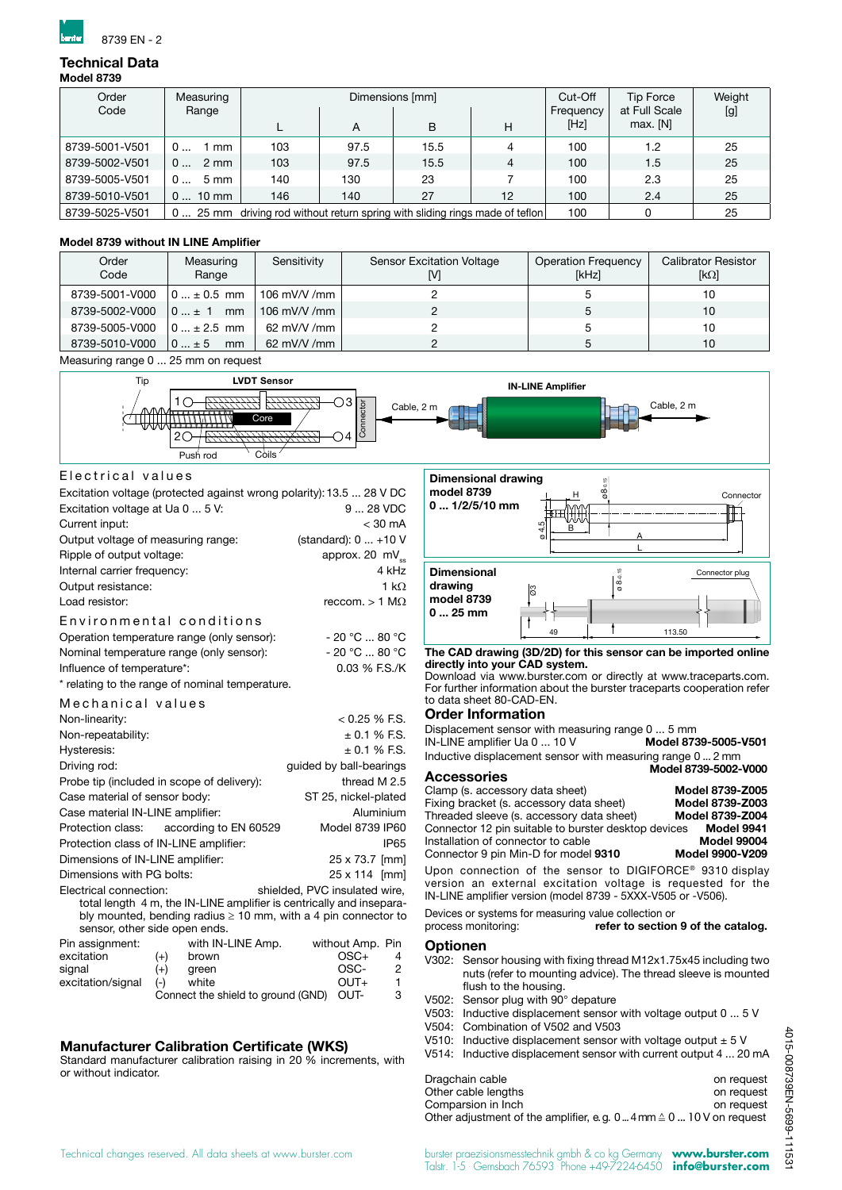## Technical Data

**Model 8739**

| Order Code | Measuring Range | Dimensions [mm] | | | | Cut-Off Frequency [Hz] | Tip Force at Full Scale max. [N] | Weight [g] |
|---|---|---|---|---|---|---|---|---|
| | | L | A | B | H | | | |
| 8739-5001-V501 | 0 ... 1 mm | 103 | 97.5 | 15.5 | 4 | 100 | 1.2 | 25 |
| 8739-5002-V501 | 0 ... 2 mm | 103 | 97.5 | 15.5 | 4 | 100 | 1.5 | 25 |
| 8739-5005-V501 | 0 ... 5 mm | 140 | 130 | 23 | 7 | 100 | 2.3 | 25 |
| 8739-5010-V501 | 0 ... 10 mm | 146 | 140 | 27 | 12 | 100 | 2.4 | 25 |
| 8739-5025-V501 | 0 ... 25 mm | driving rod without return spring with sliding rings made of teflon | | | | 100 | 0 | 25 |

**Model 8739 without IN LINE Amplifier**

| Order Code | Measuring Range | Sensitivity | Sensor Excitation Voltage [V] | Operation Frequency [kHz] | Calibrator Resistor [kΩ] |
|---|---|---|---|---|---|
| 8739-5001-V000 | 0 ... ± 0.5 mm | 106 mV/V /mm | 2 | 5 | 10 |
| 8739-5002-V000 | 0 ... ± 1 mm | 106 mV/V /mm | 2 | 5 | 10 |
| 8739-5005-V000 | 0 ... ± 2.5 mm | 62 mV/V /mm | 2 | 5 | 10 |
| 8739-5010-V000 | 0 ... ± 5 mm | 62 mV/V /mm | 2 | 5 | 10 |

Measuring range 0 ... 25 mm on request

Tip
LVDT Sensor
1
3
Core
2
4
Connector
Push rod
Coils
Cable, 2 m
IN-LINE Amplifier
Cable, 2 m

### Electrical values

Excitation voltage (protected against wrong polarity): 13.5 ... 28 V DC
Excitation voltage at Ua 0 ... 5 V: 9 ... 28 VDC
Current input: < 30 mA
Output voltage of measuring range: (standard): 0 ... +10 V
Ripple of output voltage: approx. 20 $mV_{ss}$
Internal carrier frequency: 4 kHz
Output resistance: 1 kΩ
Load resistor: reccom. > 1 MΩ

### Environmental conditions

Operation temperature range (only sensor): - 20 °C ... 80 °C
Nominal temperature range (only sensor): - 20 °C ... 80 °C
Influence of temperature*: 0.03 % F.S./K
* relating to the range of nominal temperature.

### Mechanical values

Non-linearity: < 0.25 % F.S.
Non-repeatability: ± 0.1 % F.S.
Hysteresis: ± 0.1 % F.S.
Driving rod: guided by ball-bearings
Probe tip (included in scope of delivery): thread M 2.5
Case material of sensor body: ST 25, nickel-plated
Case material IN-LINE amplifier: Aluminium
Protection class: according to EN 60529 Model 8739 IP60
Protection class of IN-LINE amplifier: IP65
Dimensions of IN-LINE amplifier: 25 x 73.7 [mm]
Dimensions with PG bolts: 25 x 114 [mm]
Electrical connection: shielded, PVC insulated wire, total length 4 m, the IN-LINE amplifier is centrically and inseparably mounted, bending radius ≥ 10 mm, with a 4 pin connector to sensor, other side open ends.

| Pin assignment: | | with IN-LINE Amp. | without Amp. | Pin |
|---|---|---|---|---|
| excitation | (+) | brown | OSC+ | 4 |
| signal | (+) | green | OSC- | 2 |
| excitation/signal | (-) | white | OUT+ | 1 |
| | | Connect the shield to ground (GND) | OUT- | 3 |

## Manufacturer Calibration Certificate (WKS)

Standard manufacturer calibration raising in 20 % increments, with or without indicator.

**Dimensional drawing model 8739 0 ... 1/2/5/10 mm**

H
ø8-0.15
Connector
ø 4.5
B
A
L

**Dimensional drawing model 8739 0 ... 25 mm**

ø 8-0.15
Connector plug
Ø3
49
113.50

**The CAD drawing (3D/2D) for this sensor can be imported online directly into your CAD system.**
Download via www.burster.com or directly at www.traceparts.com. For further information about the burster traceparts cooperation refer to data sheet 80-CAD-EN.

## Order Information

Displacement sensor with measuring range 0 ... 5 mm
IN-LINE amplifier Ua 0 ... 10 V **Model 8739-5005-V501**
Inductive displacement sensor with measuring range 0 ... 2 mm **Model 8739-5002-V000**

## Accessories

Clamp (s. accessory data sheet) **Model 8739-Z005**
Fixing bracket (s. accessory data sheet) **Model 8739-Z003**
Threaded sleeve (s. accessory data sheet) **Model 8739-Z004**
Connector 12 pin suitable to burster desktop devices **Model 9941**
Installation of connector to cable **Model 99004**
Connector 9 pin Min-D for model **9310** **Model 9900-V209**

Upon connection of the sensor to DIGIFORCE® 9310 display version an external excitation voltage is requested for the IN-LINE amplifier version (model 8739 - 5XXX-V505 or -V506).

Devices or systems for measuring value collection or process monitoring: **refer to section 9 of the catalog.**

## Optionen

V302: Sensor housing with fixing thread M12x1.75x45 including two nuts (refer to mounting advice). The thread sleeve is mounted flush to the housing.
V502: Sensor plug with 90° depature
V503: Inductive displacement sensor with voltage output 0 ... 5 V
V504: Combination of V502 and V503
V510: Inductive displacement sensor with voltage output ± 5 V
V514: Inductive displacement sensor with current output 4 ... 20 mA

Dragchain cable on request
Other cable lengths on request
Comparsion in Inch on request
Other adjustment of the amplifier, e. g. 0 ... 4 mm ≙ 0 ... 10 V on request

4015-008739EN-5699-111531

Technical changes reserved. All data sheets at www.burster.com

burster praezisionsmesstechnik gmbh & co kg Germany · Talstr. 1-5 · Gernsbach 76593 · Phone +49-7224-6450 **www.burster.com** **info@burster.com**